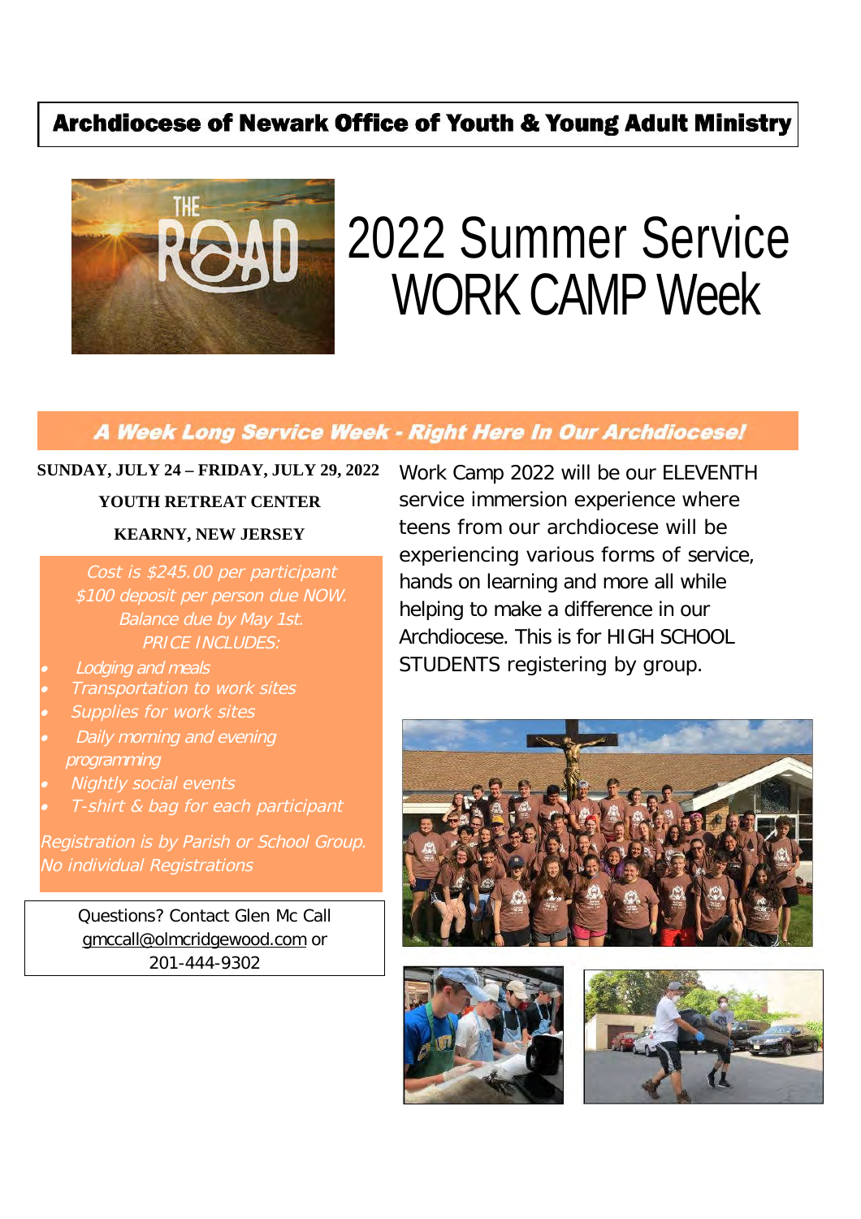**Archdiocese of Newark Office of Youth & Young Adult Ministry**

# 2022 Summer Service WORK CAMP Week

***A Week Long Service Week - Right Here In Our Archdiocese!***

**SUNDAY, JULY 24 – FRIDAY, JULY 29, 2022**

**YOUTH RETREAT CENTER**

**KEARNY, NEW JERSEY**

*Cost is $245.00 per participant*
*$100 deposit per person due NOW.*
*Balance due by May 1st.*
*PRICE INCLUDES:*

- *Lodging and meals*
- *Transportation to work sites*
- *Supplies for work sites*
- *Daily morning and evening programming*
- *Nightly social events*
- *T-shirt & bag for each participant*

*Registration is by Parish or School Group. No individual Registrations*

Questions? Contact Glen Mc Call
gmccall@olmcridgewood.com or
201-444-9302

Work Camp 2022 will be our ELEVENTH service immersion experience where teens from our archdiocese will be experiencing various forms of service, hands on learning and more all while helping to make a difference in our Archdiocese. This is for HIGH SCHOOL STUDENTS registering by group.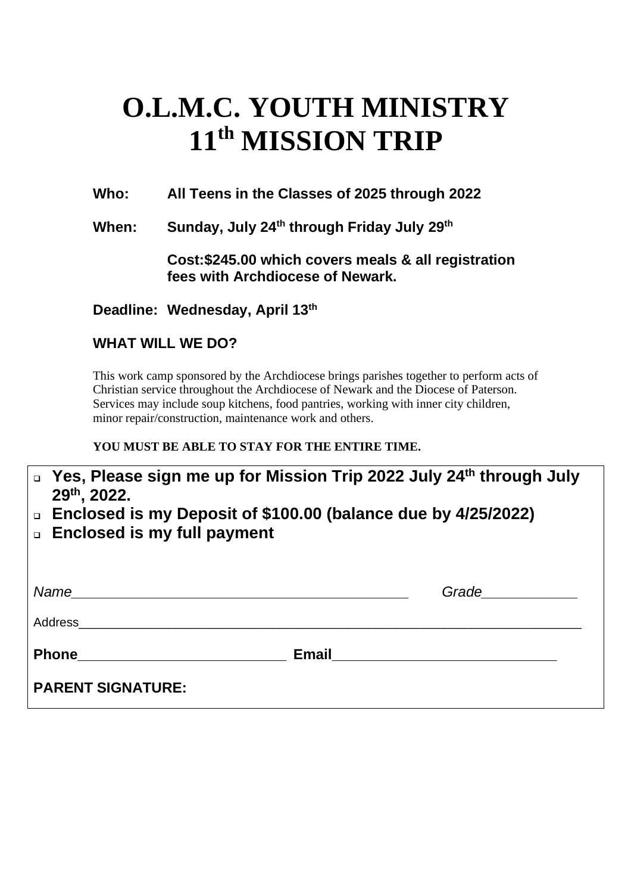# O.L.M.C. YOUTH MINISTRY
# 11th MISSION TRIP

**Who:** **All Teens in the Classes of 2025 through 2022**

**When:** **Sunday, July 24th through Friday July 29th**

**Cost:$245.00 which covers meals & all registration fees with Archdiocese of Newark.**

**Deadline: Wednesday, April 13th**

**WHAT WILL WE DO?**

This work camp sponsored by the Archdiocese brings parishes together to perform acts of Christian service throughout the Archdiocese of Newark and the Diocese of Paterson. Services may include soup kitchens, food pantries, working with inner city children, minor repair/construction, maintenance work and others.

**YOU MUST BE ABLE TO STAY FOR THE ENTIRE TIME.**

- ☐ **Yes, Please sign me up for Mission Trip 2022 July 24th through July 29th, 2022.**
- ☐ **Enclosed is my Deposit of $100.00 (balance due by 4/25/2022)**
- ☐ **Enclosed is my full payment**

*Name*_______________________________________________ *Grade*____________

Address_______________________________________________________________________

**Phone**___________________________ **Email**_____________________________

**PARENT SIGNATURE:**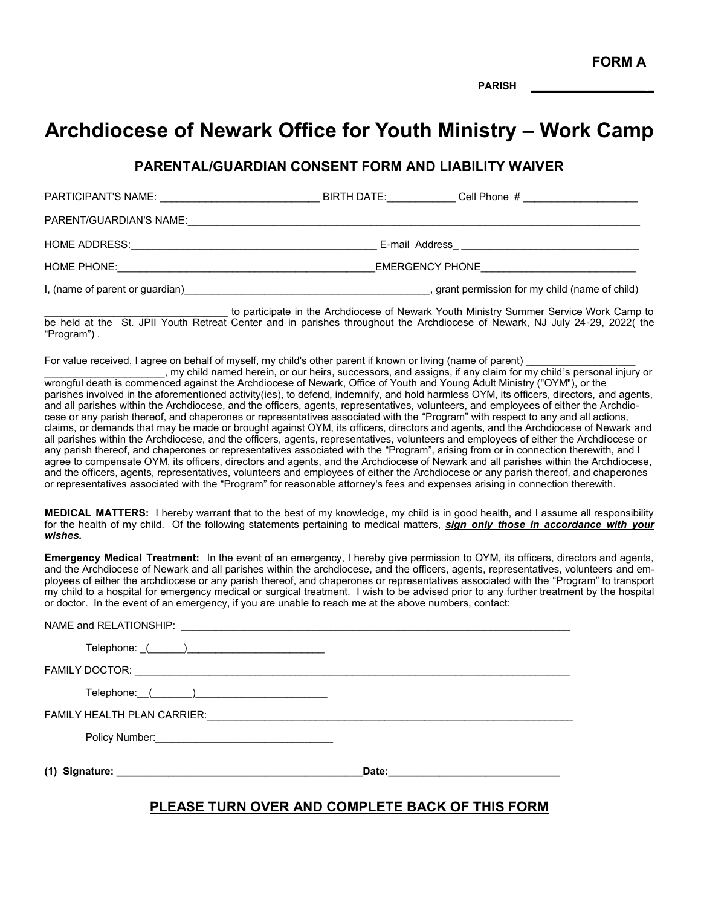**FORM A**

**PARISH** ___________________

# Archdiocese of Newark Office for Youth Ministry – Work Camp

## PARENTAL/GUARDIAN CONSENT FORM AND LIABILITY WAIVER

PARTICIPANT'S NAME: ___________________________ BIRTH DATE:____________ Cell Phone # ____________________

PARENT/GUARDIAN'S NAME:_______________________________________________________________________________

HOME ADDRESS:___________________________________________ E-mail Address_ _______________________________

HOME PHONE:_____________________________________________EMERGENCY PHONE___________________________

I, (name of parent or guardian)____________________________________________, grant permission for my child (name of child)

_______________________________ to participate in the Archdiocese of Newark Youth Ministry Summer Service Work Camp to be held at the St. JPII Youth Retreat Center and in parishes throughout the Archdiocese of Newark, NJ July 24-29, 2022( the "Program") .

For value received, I agree on behalf of myself, my child's other parent if known or living (name of parent) ___________________ ____________________, my child named herein, or our heirs, successors, and assigns, if any claim for my child's personal injury or wrongful death is commenced against the Archdiocese of Newark, Office of Youth and Young Adult Ministry ("OYM"), or the parishes involved in the aforementioned activity(ies), to defend, indemnify, and hold harmless OYM, its officers, directors, and agents, and all parishes within the Archdiocese, and the officers, agents, representatives, volunteers, and employees of either the Archdiocese or any parish thereof, and chaperones or representatives associated with the "Program" with respect to any and all actions, claims, or demands that may be made or brought against OYM, its officers, directors and agents, and the Archdiocese of Newark and all parishes within the Archdiocese, and the officers, agents, representatives, volunteers and employees of either the Archdiocese or any parish thereof, and chaperones or representatives associated with the "Program", arising from or in connection therewith, and I agree to compensate OYM, its officers, directors and agents, and the Archdiocese of Newark and all parishes within the Archdiocese, and the officers, agents, representatives, volunteers and employees of either the Archdiocese or any parish thereof, and chaperones or representatives associated with the "Program" for reasonable attorney's fees and expenses arising in connection therewith.

**MEDICAL MATTERS:** I hereby warrant that to the best of my knowledge, my child is in good health, and I assume all responsibility for the health of my child. Of the following statements pertaining to medical matters, ***sign only those in accordance with your wishes.***

**Emergency Medical Treatment:** In the event of an emergency, I hereby give permission to OYM, its officers, directors and agents, and the Archdiocese of Newark and all parishes within the archdiocese, and the officers, agents, representatives, volunteers and employees of either the archdiocese or any parish thereof, and chaperones or representatives associated with the "Program" to transport my child to a hospital for emergency medical or surgical treatment. I wish to be advised prior to any further treatment by the hospital or doctor. In the event of an emergency, if you are unable to reach me at the above numbers, contact:

NAME and RELATIONSHIP: ______________________________________________________________________

Telephone: _(______)________________________

FAMILY DOCTOR: ______________________________________________________________________________

Telephone:__(_______)_______________________

FAMILY HEALTH PLAN CARRIER:__________________________________________________________________

Policy Number:______________________________

**(1) Signature: __________________________________________Date:_____________________________**

## PLEASE TURN OVER AND COMPLETE BACK OF THIS FORM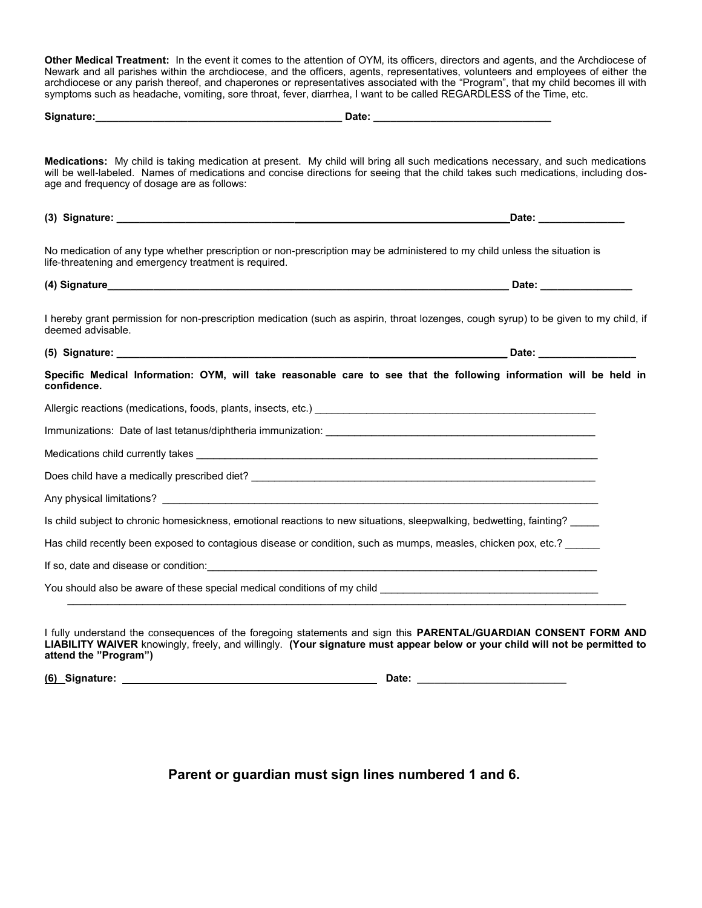**Other Medical Treatment:** In the event it comes to the attention of OYM, its officers, directors and agents, and the Archdiocese of Newark and all parishes within the archdiocese, and the officers, agents, representatives, volunteers and employees of either the archdiocese or any parish thereof, and chaperones or representatives associated with the "Program", that my child becomes ill with symptoms such as headache, vomiting, sore throat, fever, diarrhea, I want to be called REGARDLESS of the Time, etc.

**Signature:**\_\_\_\_\_\_\_\_\_\_\_\_\_\_\_\_\_\_\_\_\_\_\_\_\_\_\_\_\_\_\_\_\_\_\_\_\_\_\_\_\_\_\_\_ **Date:** \_\_\_\_\_\_\_\_\_\_\_\_\_\_\_\_\_\_\_\_\_\_\_\_\_\_\_\_\_\_\_

**Medications:** My child is taking medication at present. My child will bring all such medications necessary, and such medications will be well-labeled. Names of medications and concise directions for seeing that the child takes such medications, including dosage and frequency of dosage are as follows:

**(3) Signature:** \_\_\_\_\_\_\_\_\_\_\_\_\_\_\_\_\_\_\_\_\_\_\_\_\_\_\_\_\_\_\_\_\_\_\_\_\_\_\_\_\_\_\_\_\_\_\_\_\_\_\_\_\_\_\_\_\_\_\_\_\_\_\_\_\_\_\_\_**Date:** \_\_\_\_\_\_\_\_\_\_\_\_\_\_\_

No medication of any type whether prescription or non-prescription may be administered to my child unless the situation is life-threatening and emergency treatment is required.

**(4) Signature**\_\_\_\_\_\_\_\_\_\_\_\_\_\_\_\_\_\_\_\_\_\_\_\_\_\_\_\_\_\_\_\_\_\_\_\_\_\_\_\_\_\_\_\_\_\_\_\_\_\_\_\_\_\_\_\_\_\_\_\_\_\_\_\_\_\_\_\_\_\_ **Date:** \_\_\_\_\_\_\_\_\_\_\_\_\_\_\_\_

I hereby grant permission for non-prescription medication (such as aspirin, throat lozenges, cough syrup) to be given to my child, if deemed advisable.

**(5) Signature:** \_\_\_\_\_\_\_\_\_\_\_\_\_\_\_\_\_\_\_\_\_\_\_\_\_\_\_\_\_\_\_\_\_\_\_\_\_\_\_\_\_\_\_\_\_\_\_\_\_\_\_\_\_\_\_\_\_\_\_\_\_\_\_\_\_\_\_\_ **Date:** \_\_\_\_\_\_\_\_\_\_\_\_\_\_\_\_\_

**Specific Medical Information: OYM, will take reasonable care to see that the following information will be held in confidence.**

Allergic reactions (medications, foods, plants, insects, etc.) \_\_\_\_\_\_\_\_\_\_\_\_\_\_\_\_\_\_\_\_\_\_\_\_\_\_\_\_\_\_\_\_\_\_\_\_\_\_\_\_\_\_\_\_\_\_\_\_\_\_

Immunizations: Date of last tetanus/diphtheria immunization: \_\_\_\_\_\_\_\_\_\_\_\_\_\_\_\_\_\_\_\_\_\_\_\_\_\_\_\_\_\_\_\_\_\_\_\_\_\_\_\_\_\_\_\_\_\_\_\_

Medications child currently takes \_\_\_\_\_\_\_\_\_\_\_\_\_\_\_\_\_\_\_\_\_\_\_\_\_\_\_\_\_\_\_\_\_\_\_\_\_\_\_\_\_\_\_\_\_\_\_\_\_\_\_\_\_\_\_\_\_\_\_\_\_\_\_\_\_\_\_\_\_\_\_

Does child have a medically prescribed diet? \_\_\_\_\_\_\_\_\_\_\_\_\_\_\_\_\_\_\_\_\_\_\_\_\_\_\_\_\_\_\_\_\_\_\_\_\_\_\_\_\_\_\_\_\_\_\_\_\_\_\_\_\_\_\_\_\_\_\_\_\_\_\_

Any physical limitations? \_\_\_\_\_\_\_\_\_\_\_\_\_\_\_\_\_\_\_\_\_\_\_\_\_\_\_\_\_\_\_\_\_\_\_\_\_\_\_\_\_\_\_\_\_\_\_\_\_\_\_\_\_\_\_\_\_\_\_\_\_\_\_\_\_\_\_\_\_\_\_\_\_\_\_\_\_\_

Is child subject to chronic homesickness, emotional reactions to new situations, sleepwalking, bedwetting, fainting? \_\_\_\_\_

Has child recently been exposed to contagious disease or condition, such as mumps, measles, chicken pox, etc.? \_\_\_\_\_\_

If so, date and disease or condition:\_\_\_\_\_\_\_\_\_\_\_\_\_\_\_\_\_\_\_\_\_\_\_\_\_\_\_\_\_\_\_\_\_\_\_\_\_\_\_\_\_\_\_\_\_\_\_\_\_\_\_\_\_\_\_\_\_\_\_\_\_\_\_\_\_\_\_\_\_\_\_

You should also be aware of these special medical conditions of my child \_\_\_\_\_\_\_\_\_\_\_\_\_\_\_\_\_\_\_\_\_\_\_\_\_\_\_\_\_\_\_\_\_\_\_\_\_\_\_\_
\_\_\_\_\_\_\_\_\_\_\_\_\_\_\_\_\_\_\_\_\_\_\_\_\_\_\_\_\_\_\_\_\_\_\_\_\_\_\_\_\_\_\_\_\_\_\_\_\_\_\_\_\_\_\_\_\_\_\_\_\_\_\_\_\_\_\_\_\_\_\_\_\_\_\_\_\_\_\_\_\_\_\_\_\_\_\_\_\_\_\_\_\_\_\_\_\_\_\_\_\_\_\_\_\_\_

I fully understand the consequences of the foregoing statements and sign this **PARENTAL/GUARDIAN CONSENT FORM AND LIABILITY WAIVER** knowingly, freely, and willingly. **(Your signature must appear below or your child will not be permitted to attend the "Program")**

**(6) Signature:** \_\_\_\_\_\_\_\_\_\_\_\_\_\_\_\_\_\_\_\_\_\_\_\_\_\_\_\_\_\_\_\_\_\_\_\_\_\_\_\_\_\_\_\_ **Date:** \_\_\_\_\_\_\_\_\_\_\_\_\_\_\_\_\_\_\_\_\_\_\_\_\_\_

**Parent or guardian must sign lines numbered 1 and 6.**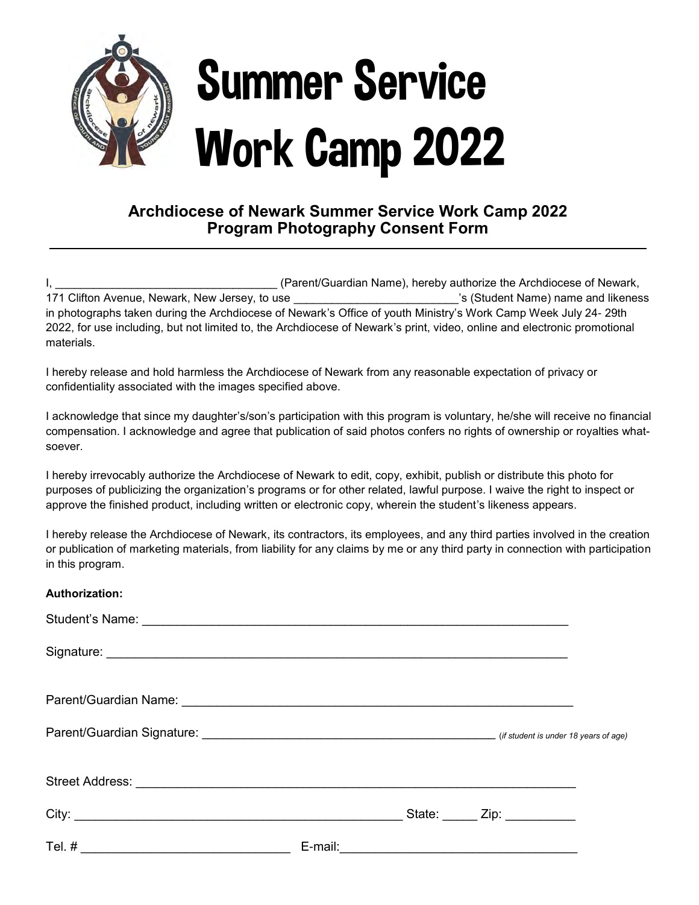# Summer Service Work Camp 2022

## Archdiocese of Newark Summer Service Work Camp 2022
## Program Photography Consent Form

I, _________________________________ (Parent/Guardian Name), hereby authorize the Archdiocese of Newark, 171 Clifton Avenue, Newark, New Jersey, to use _________________________'s (Student Name) name and likeness in photographs taken during the Archdiocese of Newark's Office of youth Ministry's Work Camp Week July 24- 29th 2022, for use including, but not limited to, the Archdiocese of Newark's print, video, online and electronic promotional materials.

I hereby release and hold harmless the Archdiocese of Newark from any reasonable expectation of privacy or confidentiality associated with the images specified above.

I acknowledge that since my daughter's/son's participation with this program is voluntary, he/she will receive no financial compensation. I acknowledge and agree that publication of said photos confers no rights of ownership or royalties whatsoever.

I hereby irrevocably authorize the Archdiocese of Newark to edit, copy, exhibit, publish or distribute this photo for purposes of publicizing the organization's programs or for other related, lawful purpose. I waive the right to inspect or approve the finished product, including written or electronic copy, wherein the student's likeness appears.

I hereby release the Archdiocese of Newark, its contractors, its employees, and any third parties involved in the creation or publication of marketing materials, from liability for any claims by me or any third party in connection with participation in this program.

**Authorization:**

Student's Name: _______________________________________________________________

Signature: ____________________________________________________________________

Parent/Guardian Name: __________________________________________________________

Parent/Guardian Signature: ___________________________________________ *(if student is under 18 years of age)*

Street Address: ________________________________________________________________

City: _______________________________________________ State: _____ Zip: __________

Tel. # ______________________________ E-mail: _________________________________